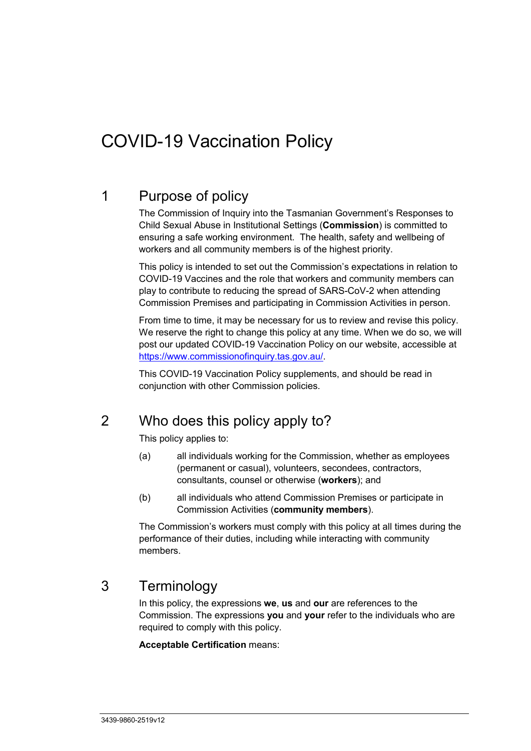# COVID-19 Vaccination Policy

## 1 Purpose of policy

The Commission of Inquiry into the Tasmanian Government's Responses to Child Sexual Abuse in Institutional Settings (**Commission**) is committed to ensuring a safe working environment. The health, safety and wellbeing of workers and all community members is of the highest priority.

This policy is intended to set out the Commission's expectations in relation to COVID-19 Vaccines and the role that workers and community members can play to contribute to reducing the spread of SARS-CoV-2 when attending Commission Premises and participating in Commission Activities in person.

From time to time, it may be necessary for us to review and revise this policy. We reserve the right to change this policy at any time. When we do so, we will post our updated COVID-19 Vaccination Policy on our website, accessible at https://www.commissionofinquiry.tas.gov.au/.

This COVID-19 Vaccination Policy supplements, and should be read in conjunction with other Commission policies.

## 2 Who does this policy apply to?

This policy applies to:

(a) all individuals working for the Commission, whether as employees (permanent or casual), volunteers, secondees, contractors, consultants, counsel or otherwise (**workers**); and

(b) all individuals who attend Commission Premises or participate in Commission Activities (**community members**).

The Commission's workers must comply with this policy at all times during the performance of their duties, including while interacting with community members.

## 3 Terminology

In this policy, the expressions **we**, **us** and **our** are references to the Commission. The expressions **you** and **your** refer to the individuals who are required to comply with this policy.

**Acceptable Certification** means: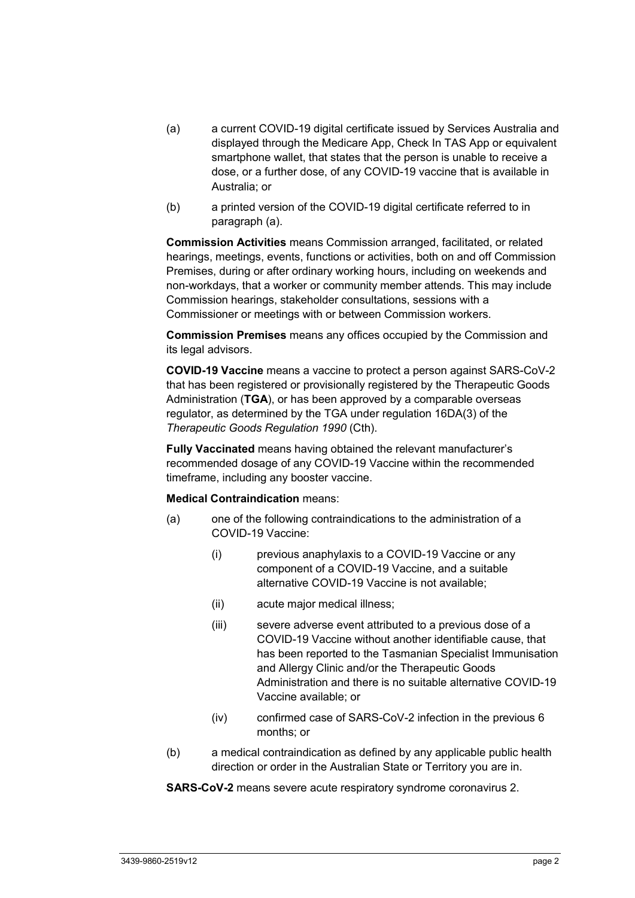(a) a current COVID-19 digital certificate issued by Services Australia and displayed through the Medicare App, Check In TAS App or equivalent smartphone wallet, that states that the person is unable to receive a dose, or a further dose, of any COVID-19 vaccine that is available in Australia; or

(b) a printed version of the COVID-19 digital certificate referred to in paragraph (a).

**Commission Activities** means Commission arranged, facilitated, or related hearings, meetings, events, functions or activities, both on and off Commission Premises, during or after ordinary working hours, including on weekends and non-workdays, that a worker or community member attends. This may include Commission hearings, stakeholder consultations, sessions with a Commissioner or meetings with or between Commission workers.

**Commission Premises** means any offices occupied by the Commission and its legal advisors.

**COVID-19 Vaccine** means a vaccine to protect a person against SARS-CoV-2 that has been registered or provisionally registered by the Therapeutic Goods Administration (**TGA**), or has been approved by a comparable overseas regulator, as determined by the TGA under regulation 16DA(3) of the *Therapeutic Goods Regulation 1990* (Cth).

**Fully Vaccinated** means having obtained the relevant manufacturer's recommended dosage of any COVID-19 Vaccine within the recommended timeframe, including any booster vaccine.

**Medical Contraindication** means:

(a) one of the following contraindications to the administration of a COVID-19 Vaccine:

  (i) previous anaphylaxis to a COVID-19 Vaccine or any component of a COVID-19 Vaccine, and a suitable alternative COVID-19 Vaccine is not available;

  (ii) acute major medical illness;

  (iii) severe adverse event attributed to a previous dose of a COVID-19 Vaccine without another identifiable cause, that has been reported to the Tasmanian Specialist Immunisation and Allergy Clinic and/or the Therapeutic Goods Administration and there is no suitable alternative COVID-19 Vaccine available; or

  (iv) confirmed case of SARS-CoV-2 infection in the previous 6 months; or

(b) a medical contraindication as defined by any applicable public health direction or order in the Australian State or Territory you are in.

**SARS-CoV-2** means severe acute respiratory syndrome coronavirus 2.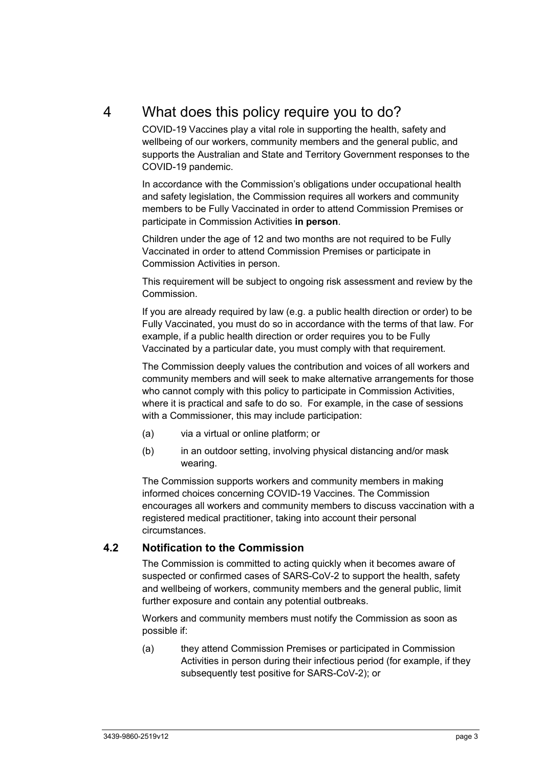# 4 What does this policy require you to do?

COVID-19 Vaccines play a vital role in supporting the health, safety and wellbeing of our workers, community members and the general public, and supports the Australian and State and Territory Government responses to the COVID-19 pandemic.

In accordance with the Commission's obligations under occupational health and safety legislation, the Commission requires all workers and community members to be Fully Vaccinated in order to attend Commission Premises or participate in Commission Activities **in person**.

Children under the age of 12 and two months are not required to be Fully Vaccinated in order to attend Commission Premises or participate in Commission Activities in person.

This requirement will be subject to ongoing risk assessment and review by the Commission.

If you are already required by law (e.g. a public health direction or order) to be Fully Vaccinated, you must do so in accordance with the terms of that law. For example, if a public health direction or order requires you to be Fully Vaccinated by a particular date, you must comply with that requirement.

The Commission deeply values the contribution and voices of all workers and community members and will seek to make alternative arrangements for those who cannot comply with this policy to participate in Commission Activities, where it is practical and safe to do so. For example, in the case of sessions with a Commissioner, this may include participation:

(a) via a virtual or online platform; or

(b) in an outdoor setting, involving physical distancing and/or mask wearing.

The Commission supports workers and community members in making informed choices concerning COVID-19 Vaccines. The Commission encourages all workers and community members to discuss vaccination with a registered medical practitioner, taking into account their personal circumstances.

## 4.2 Notification to the Commission

The Commission is committed to acting quickly when it becomes aware of suspected or confirmed cases of SARS-CoV-2 to support the health, safety and wellbeing of workers, community members and the general public, limit further exposure and contain any potential outbreaks.

Workers and community members must notify the Commission as soon as possible if:

(a) they attend Commission Premises or participated in Commission Activities in person during their infectious period (for example, if they subsequently test positive for SARS-CoV-2); or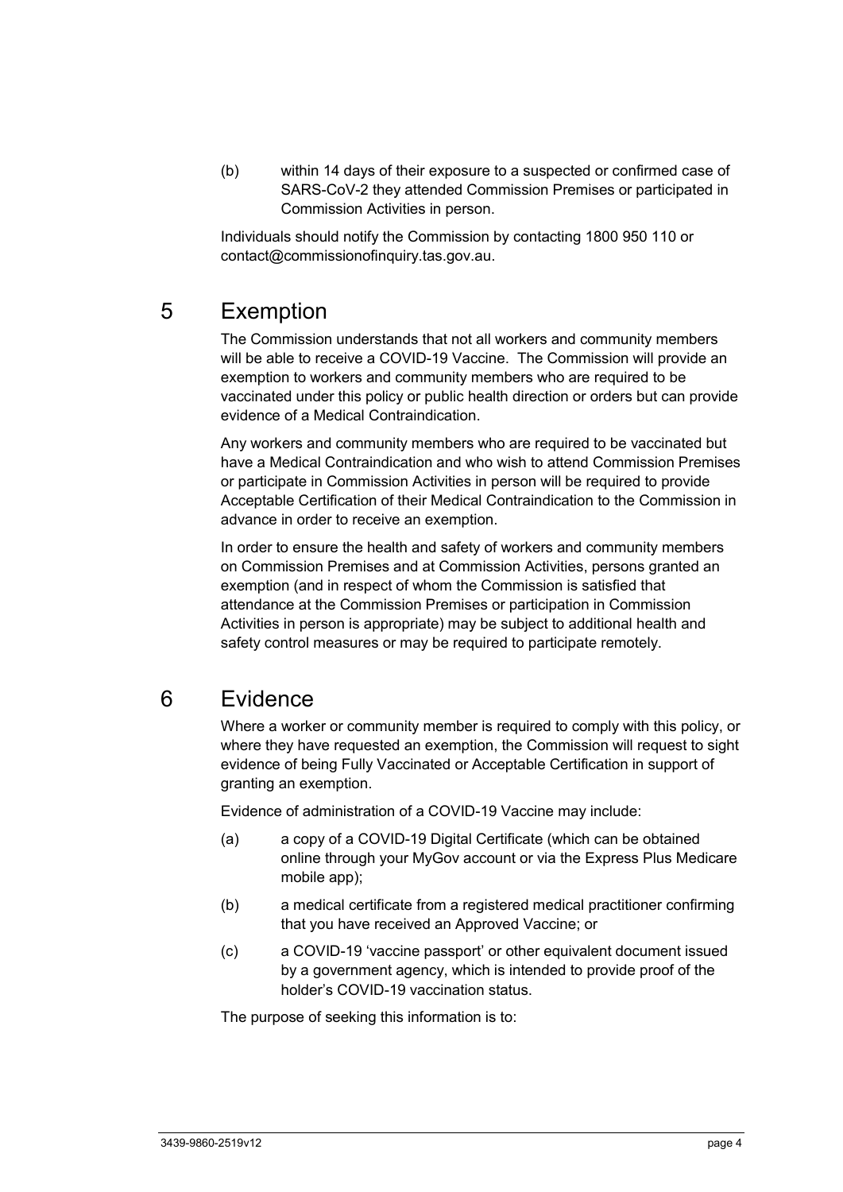(b) within 14 days of their exposure to a suspected or confirmed case of SARS-CoV-2 they attended Commission Premises or participated in Commission Activities in person.

Individuals should notify the Commission by contacting 1800 950 110 or contact@commissionofinquiry.tas.gov.au.

## 5 Exemption

The Commission understands that not all workers and community members will be able to receive a COVID-19 Vaccine. The Commission will provide an exemption to workers and community members who are required to be vaccinated under this policy or public health direction or orders but can provide evidence of a Medical Contraindication.

Any workers and community members who are required to be vaccinated but have a Medical Contraindication and who wish to attend Commission Premises or participate in Commission Activities in person will be required to provide Acceptable Certification of their Medical Contraindication to the Commission in advance in order to receive an exemption.

In order to ensure the health and safety of workers and community members on Commission Premises and at Commission Activities, persons granted an exemption (and in respect of whom the Commission is satisfied that attendance at the Commission Premises or participation in Commission Activities in person is appropriate) may be subject to additional health and safety control measures or may be required to participate remotely.

## 6 Evidence

Where a worker or community member is required to comply with this policy, or where they have requested an exemption, the Commission will request to sight evidence of being Fully Vaccinated or Acceptable Certification in support of granting an exemption.

Evidence of administration of a COVID-19 Vaccine may include:

(a) a copy of a COVID-19 Digital Certificate (which can be obtained online through your MyGov account or via the Express Plus Medicare mobile app);

(b) a medical certificate from a registered medical practitioner confirming that you have received an Approved Vaccine; or

(c) a COVID-19 'vaccine passport' or other equivalent document issued by a government agency, which is intended to provide proof of the holder's COVID-19 vaccination status.

The purpose of seeking this information is to: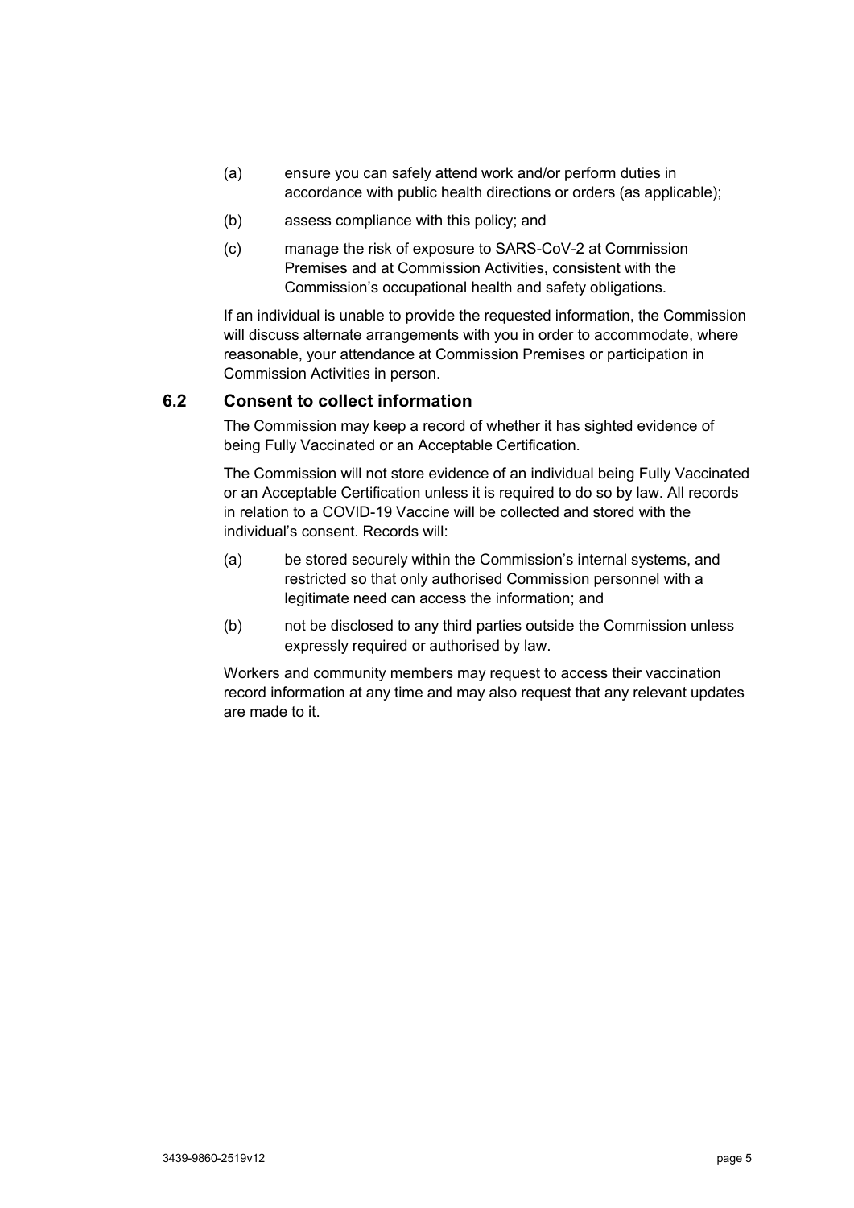(a) ensure you can safely attend work and/or perform duties in accordance with public health directions or orders (as applicable);

(b) assess compliance with this policy; and

(c) manage the risk of exposure to SARS-CoV-2 at Commission Premises and at Commission Activities, consistent with the Commission's occupational health and safety obligations.

If an individual is unable to provide the requested information, the Commission will discuss alternate arrangements with you in order to accommodate, where reasonable, your attendance at Commission Premises or participation in Commission Activities in person.

## 6.2 Consent to collect information

The Commission may keep a record of whether it has sighted evidence of being Fully Vaccinated or an Acceptable Certification.

The Commission will not store evidence of an individual being Fully Vaccinated or an Acceptable Certification unless it is required to do so by law. All records in relation to a COVID-19 Vaccine will be collected and stored with the individual's consent. Records will:

(a) be stored securely within the Commission's internal systems, and restricted so that only authorised Commission personnel with a legitimate need can access the information; and

(b) not be disclosed to any third parties outside the Commission unless expressly required or authorised by law.

Workers and community members may request to access their vaccination record information at any time and may also request that any relevant updates are made to it.